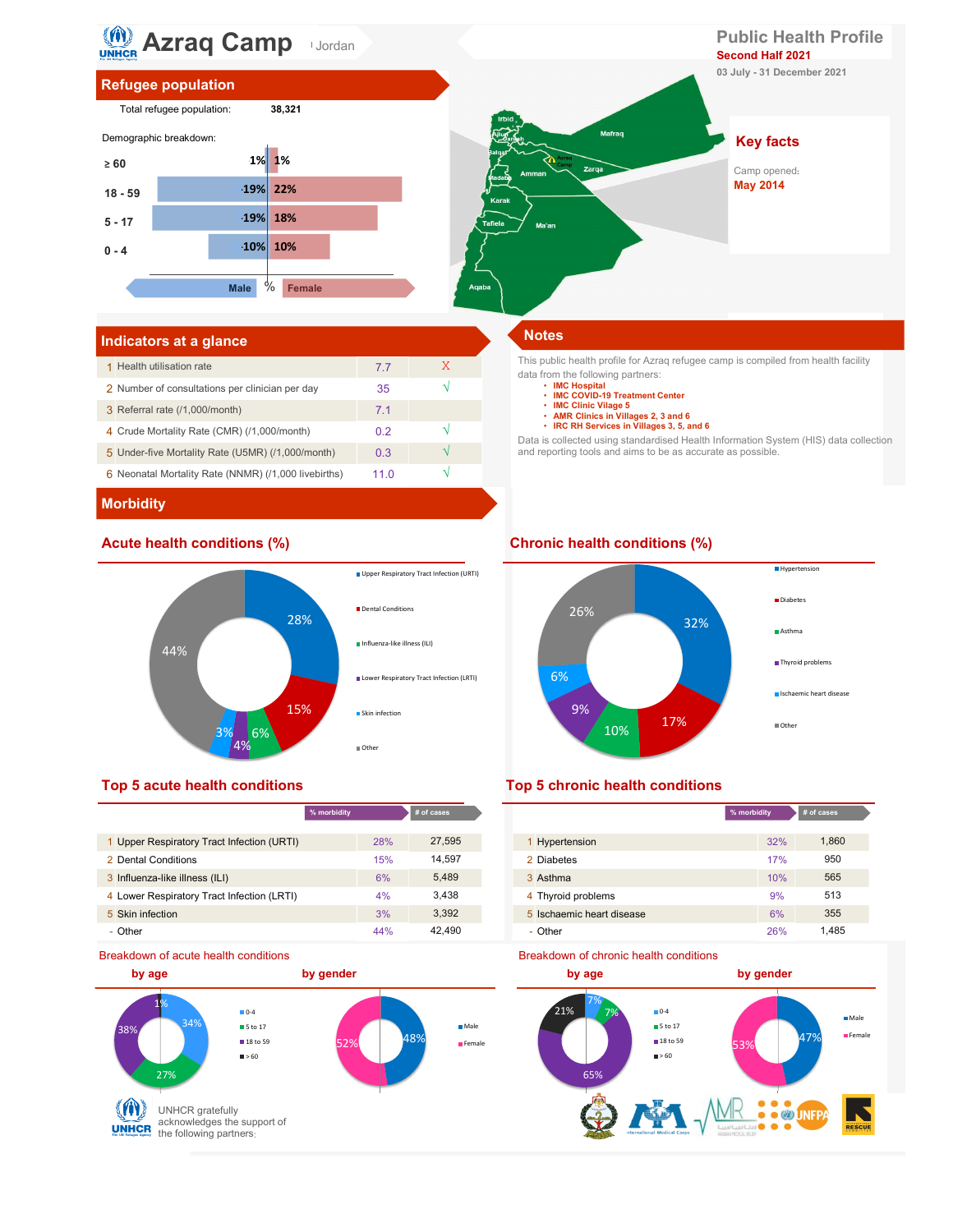# Azraq Camp | Jordan

## Public Health Profile

**Second Half 2021**

03 July - 31 December 2021

## Refugee population

Total refugee population: **38,321**

Demographic breakdown:

| Age | Male | Female |
| --- | --- | --- |
| ≥ 60 | 1% | 1% |
| 18 - 59 | 19% | 22% |
| 5 - 17 | 19% | 18% |
| 0 - 4 | 10% | 10% |

## Key facts

Camp opened:
**May 2014**

## Indicators at a glance

| # | Indicator | Value | |
| --- | --- | --- | --- |
| 1 | Health utilisation rate | 7.7 | X |
| 2 | Number of consultations per clinician per day | 35 | √ |
| 3 | Referral rate (/1,000/month) | 7.1 | |
| 4 | Crude Mortality Rate (CMR) (/1,000/month) | 0.2 | √ |
| 5 | Under-five Mortality Rate (U5MR) (/1,000/month) | 0.3 | √ |
| 6 | Neonatal Mortality Rate (NNMR) (/1,000 livebirths) | 11.0 | √ |

## Notes

This public health profile for Azraq refugee camp is compiled from health facility data from the following partners:

- IMC Hospital
- IMC COVID-19 Treatment Center
- IMC Clinic Vilage 5
- AMR Clinics in Villages 2, 3 and 6
- IRC RH Services in Villages 3, 5, and 6

Data is collected using standardised Health Information System (HIS) data collection and reporting tools and aims to be as accurate as possible.

## Morbidity

### Acute health conditions (%)

Upper Respiratory Tract Infection (URTI) 28%; Dental Conditions 15%; Influenza-like illness (ILI) 6%; Lower Respiratory Tract Infection (LRTI) 4%; Skin infection 3%; Other 44%

### Chronic health conditions (%)

Hypertension 32%; Diabetes 17%; Asthma 10%; Thyroid problems 9%; Ischaemic heart disease 6%; Other 26%

### Top 5 acute health conditions

| # | Condition | % morbidity | # of cases |
| --- | --- | --- | --- |
| 1 | Upper Respiratory Tract Infection (URTI) | 28% | 27,595 |
| 2 | Dental Conditions | 15% | 14,597 |
| 3 | Influenza-like illness (ILI) | 6% | 5,489 |
| 4 | Lower Respiratory Tract Infection (LRTI) | 4% | 3,438 |
| 5 | Skin infection | 3% | 3,392 |
| - | Other | 44% | 42,490 |

### Top 5 chronic health conditions

| # | Condition | % morbidity | # of cases |
| --- | --- | --- | --- |
| 1 | Hypertension | 32% | 1,860 |
| 2 | Diabetes | 17% | 950 |
| 3 | Asthma | 10% | 565 |
| 4 | Thyroid problems | 9% | 513 |
| 5 | Ischaemic heart disease | 6% | 355 |
| - | Other | 26% | 1,485 |

### Breakdown of acute health conditions

**by age:** 0-4: 34%; 5 to 17: 27%; 18 to 59: 38%; > 60: 1%

**by gender:** Male: 48%; Female: 52%

### Breakdown of chronic health conditions

**by age:** 0-4: 7%; 5 to 17: 7%; 18 to 59: 65%; > 60: 21%

**by gender:** Male: 47%; Female: 53%

UNHCR gratefully acknowledges the support of the following partners: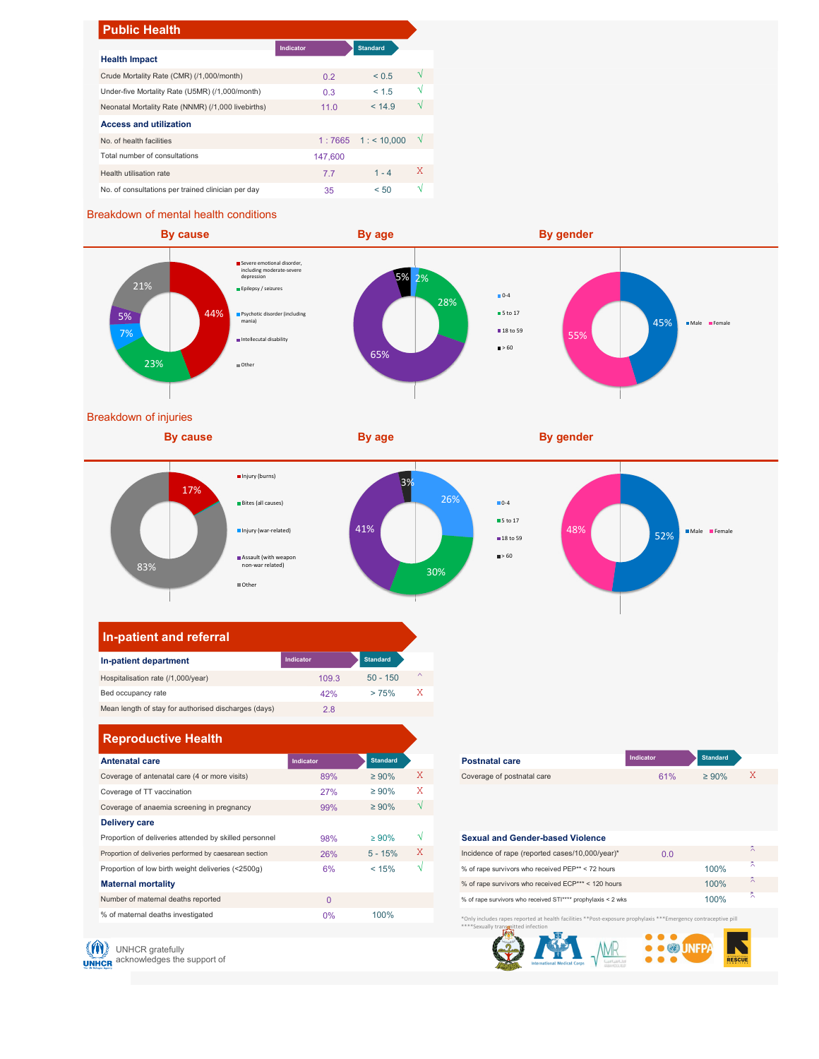## Public Health

| Health Impact | Indicator | Standard | |
|---|---|---|---|
| Crude Mortality Rate (CMR) (/1,000/month) | 0.2 | < 0.5 | √ |
| Under-five Mortality Rate (U5MR) (/1,000/month) | 0.3 | < 1.5 | √ |
| Neonatal Mortality Rate (NNMR) (/1,000 livebirths) | 11.0 | < 14.9 | √ |
| **Access and utilization** | | | |
| No. of health facilities | 1 : 7665 | 1 : < 10,000 | √ |
| Total number of consultations | 147,600 | | |
| Health utilisation rate | 7.7 | 1 - 4 | X |
| No. of consultations per trained clinician per day | 35 | < 50 | √ |

### Breakdown of mental health conditions

**By cause**

Severe emotional disorder, including moderate-severe depression
Epilepsy / seizures
Psychotic disorder (including mania)
Intellecutal disability
Other

44%
23%
7%
5%
21%

**By age**

0-4
5 to 17
18 to 59
> 60

2%
28%
65%
5%

**By gender**

Male
Female

45%
55%

### Breakdown of injuries

**By cause**

Injury (burns)
Bites (all causes)
Injury (war-related)
Assault (with weapon non-war related)
Other

17%
83%

**By age**

0-4
5 to 17
18 to 59
> 60

26%
30%
41%
3%

**By gender**

Male
Female

52%
48%

## In-patient and referral

| In-patient department | Indicator | Standard | |
|---|---|---|---|
| Hospitalisation rate (/1,000/year) | 109.3 | 50 - 150 | ^ |
| Bed occupancy rate | 42% | > 75% | X |
| Mean length of stay for authorised discharges (days) | 2.8 | | |

## Reproductive Health

| Antenatal care | Indicator | Standard | |
|---|---|---|---|
| Coverage of antenatal care (4 or more visits) | 89% | ≥ 90% | X |
| Coverage of TT vaccination | 27% | ≥ 90% | X |
| Coverage of anaemia screening in pregnancy | 99% | ≥ 90% | √ |
| **Delivery care** | | | |
| Proportion of deliveries attended by skilled personnel | 98% | ≥ 90% | √ |
| Proportion of deliveries performed by caesarean section | 26% | 5 - 15% | X |
| Proportion of low birth weight deliveries (<2500g) | 6% | < 15% | √ |
| **Maternal mortality** | | | |
| Number of maternal deaths reported | 0 | | |
| % of maternal deaths investigated | 0% | 100% | |

| Postnatal care | Indicator | Standard | |
|---|---|---|---|
| Coverage of postnatal care | 61% | ≥ 90% | X |

| Sexual and Gender-based Violence | Indicator | Standard | |
|---|---|---|---|
| Incidence of rape (reported cases/10,000/year)* | 0.0 | | ^ |
| % of rape survivors who received PEP** < 72 hours | | 100% | ^ |
| % of rape survivors who received ECP*** < 120 hours | | 100% | ^ |
| % of rape survivors who received STI**** prophylaxis < 2 wks | | 100% | ^ |

*Only includes rapes reported at health facilities **Post-exposure prophylaxis ***Emergency contraceptive pill
****Sexually transmitted infection

UNHCR gratefully acknowledges the support of